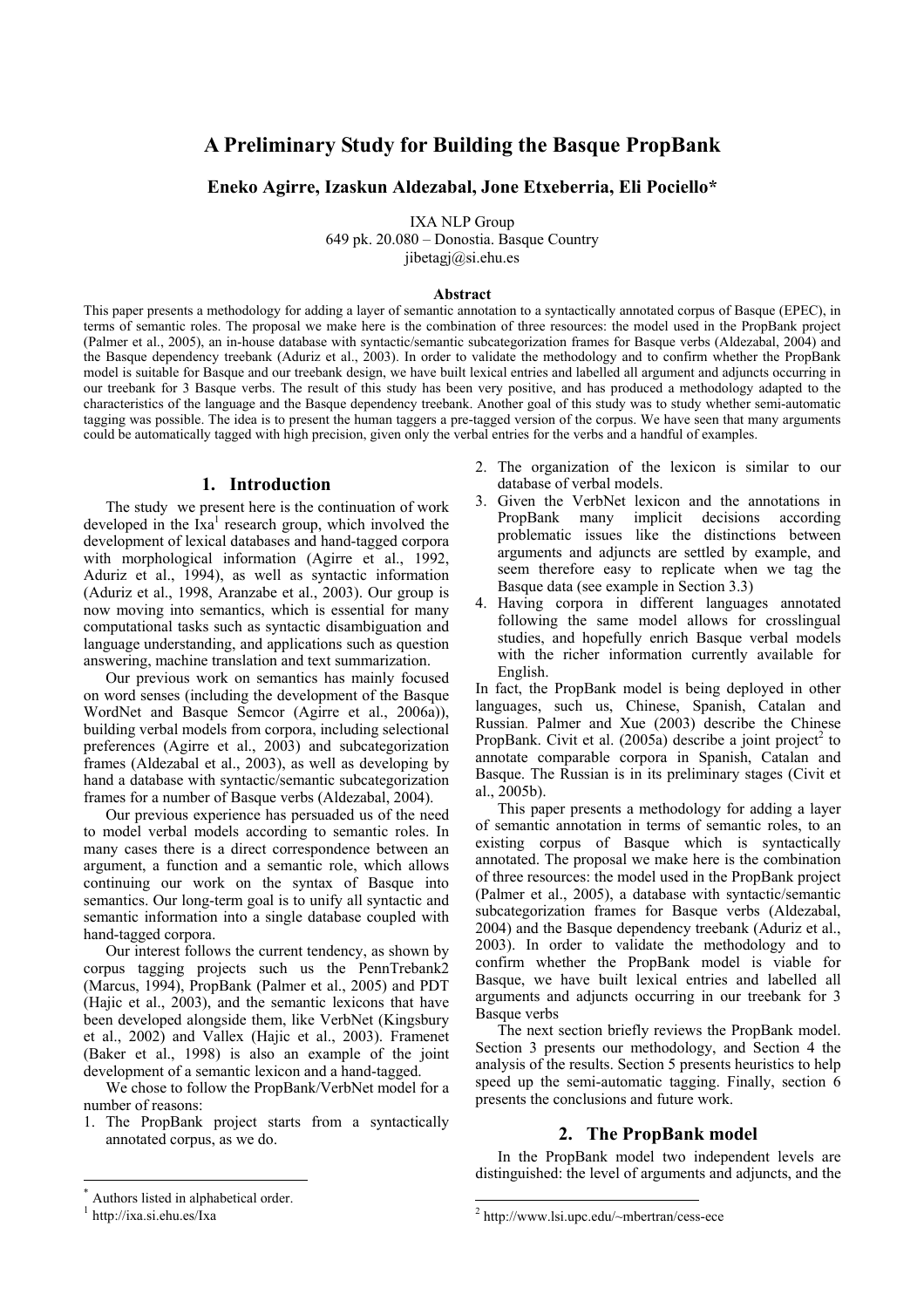# A Preliminary Study for Building the Basque PropBank

**Eneko Agirre, Izaskun Aldezabal, Jone Etxeberria, Eli Pociello***

IXA NLP Group
649 pk. 20.080 – Donostia. Basque Country
jibetagj@si.ehu.es

### Abstract

This paper presents a methodology for adding a layer of semantic annotation to a syntactically annotated corpus of Basque (EPEC), in terms of semantic roles. The proposal we make here is the combination of three resources: the model used in the PropBank project (Palmer et al., 2005), an in-house database with syntactic/semantic subcategorization frames for Basque verbs (Aldezabal, 2004) and the Basque dependency treebank (Aduriz et al., 2003). In order to validate the methodology and to confirm whether the PropBank model is suitable for Basque and our treebank design, we have built lexical entries and labelled all argument and adjuncts occurring in our treebank for 3 Basque verbs. The result of this study has been very positive, and has produced a methodology adapted to the characteristics of the language and the Basque dependency treebank. Another goal of this study was to study whether semi-automatic tagging was possible. The idea is to present the human taggers a pre-tagged version of the corpus. We have seen that many arguments could be automatically tagged with high precision, given only the verbal entries for the verbs and a handful of examples.

## 1. Introduction

The study we present here is the continuation of work developed in the Ixa[1] research group, which involved the development of lexical databases and hand-tagged corpora with morphological information (Agirre et al., 1992, Aduriz et al., 1994), as well as syntactic information (Aduriz et al., 1998, Aranzabe et al., 2003). Our group is now moving into semantics, which is essential for many computational tasks such as syntactic disambiguation and language understanding, and applications such as question answering, machine translation and text summarization.

Our previous work on semantics has mainly focused on word senses (including the development of the Basque WordNet and Basque Semcor (Agirre et al., 2006a)), building verbal models from corpora, including selectional preferences (Agirre et al., 2003) and subcategorization frames (Aldezabal et al., 2003), as well as developing by hand a database with syntactic/semantic subcategorization frames for a number of Basque verbs (Aldezabal, 2004).

Our previous experience has persuaded us of the need to model verbal models according to semantic roles. In many cases there is a direct correspondence between an argument, a function and a semantic role, which allows continuing our work on the syntax of Basque into semantics. Our long-term goal is to unify all syntactic and semantic information into a single database coupled with hand-tagged corpora.

Our interest follows the current tendency, as shown by corpus tagging projects such us the PennTrebank2 (Marcus, 1994), PropBank (Palmer et al., 2005) and PDT (Hajic et al., 2003), and the semantic lexicons that have been developed alongside them, like VerbNet (Kingsbury et al., 2002) and Vallex (Hajic et al., 2003). Framenet (Baker et al., 1998) is also an example of the joint development of a semantic lexicon and a hand-tagged.

We chose to follow the PropBank/VerbNet model for a number of reasons:

1. The PropBank project starts from a syntactically annotated corpus, as we do.
2. The organization of the lexicon is similar to our database of verbal models.
3. Given the VerbNet lexicon and the annotations in PropBank many implicit decisions according problematic issues like the distinctions between arguments and adjuncts are settled by example, and seem therefore easy to replicate when we tag the Basque data (see example in Section 3.3)
4. Having corpora in different languages annotated following the same model allows for crosslingual studies, and hopefully enrich Basque verbal models with the richer information currently available for English.

In fact, the PropBank model is being deployed in other languages, such us, Chinese, Spanish, Catalan and Russian. Palmer and Xue (2003) describe the Chinese PropBank. Civit et al. (2005a) describe a joint project[2] to annotate comparable corpora in Spanish, Catalan and Basque. The Russian is in its preliminary stages (Civit et al., 2005b).

This paper presents a methodology for adding a layer of semantic annotation in terms of semantic roles, to an existing corpus of Basque which is syntactically annotated. The proposal we make here is the combination of three resources: the model used in the PropBank project (Palmer et al., 2005), a database with syntactic/semantic subcategorization frames for Basque verbs (Aldezabal, 2004) and the Basque dependency treebank (Aduriz et al., 2003). In order to validate the methodology and to confirm whether the PropBank model is viable for Basque, we have built lexical entries and labelled all arguments and adjuncts occurring in our treebank for 3 Basque verbs

The next section briefly reviews the PropBank model. Section 3 presents our methodology, and Section 4 the analysis of the results. Section 5 presents heuristics to help speed up the semi-automatic tagging. Finally, section 6 presents the conclusions and future work.

## 2. The PropBank model

In the PropBank model two independent levels are distinguished: the level of arguments and adjuncts, and the

---

\* Authors listed in alphabetical order.

[1] http://ixa.si.ehu.es/Ixa

[2] http://www.lsi.upc.edu/~mbertran/cess-ece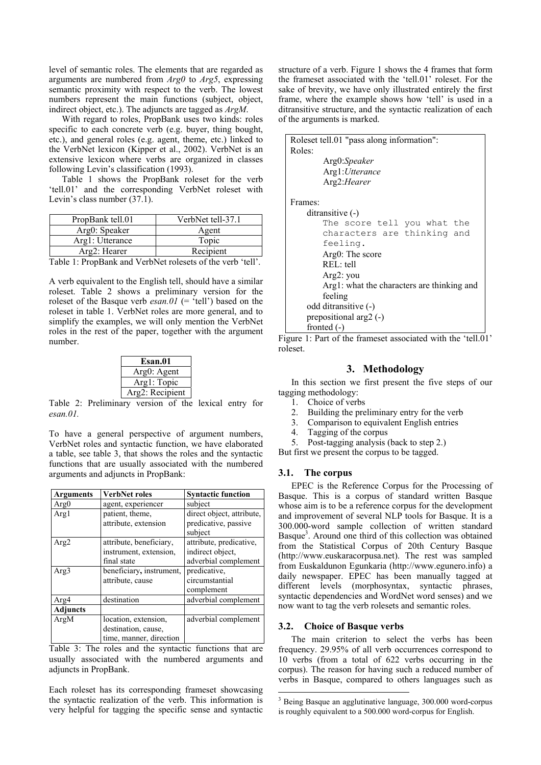level of semantic roles. The elements that are regarded as arguments are numbered from *Arg0* to *Arg5*, expressing semantic proximity with respect to the verb. The lowest numbers represent the main functions (subject, object, indirect object, etc.). The adjuncts are tagged as *ArgM*.

With regard to roles, PropBank uses two kinds: roles specific to each concrete verb (e.g. buyer, thing bought, etc.), and general roles (e.g. agent, theme, etc.) linked to the VerbNet lexicon (Kipper et al., 2002). VerbNet is an extensive lexicon where verbs are organized in classes following Levin's classification (1993).

Table 1 shows the PropBank roleset for the verb 'tell.01' and the corresponding VerbNet roleset with Levin's class number (37.1).

| PropBank tell.01 | VerbNet tell-37.1 |
|---|---|
| Arg0: Speaker | Agent |
| Arg1: Utterance | Topic |
| Arg2: Hearer | Recipient |

Table 1: PropBank and VerbNet rolesets of the verb 'tell'.

A verb equivalent to the English tell, should have a similar roleset. Table 2 shows a preliminary version for the roleset of the Basque verb *esan.01* (= 'tell') based on the roleset in table 1. VerbNet roles are more general, and to simplify the examples, we will only mention the VerbNet roles in the rest of the paper, together with the argument number.

| **Esan.01** |
|---|
| Arg0: Agent |
| Arg1: Topic |
| Arg2: Recipient |

Table 2: Preliminary version of the lexical entry for *esan.01.*

To have a general perspective of argument numbers, VerbNet roles and syntactic function, we have elaborated a table, see table 3, that shows the roles and the syntactic functions that are usually associated with the numbered arguments and adjuncts in PropBank:

| **Arguments** | **VerbNet roles** | **Syntactic function** |
|---|---|---|
| Arg0 | agent, experiencer | subject |
| Arg1 | patient, theme, attribute, extension | direct object, attribute, predicative, passive subject |
| Arg2 | attribute, beneficiary, instrument, extension, final state | attribute, predicative, indirect object, adverbial complement |
| Arg3 | beneficiary**,** instrument, attribute, cause | predicative, circumstantial complement |
| Arg4 | destination | adverbial complement |
| **Adjuncts** | | |
| ArgM | location, extension, destination, cause, time, manner, direction | adverbial complement |

Table 3: The roles and the syntactic functions that are usually associated with the numbered arguments and adjuncts in PropBank.

Each roleset has its corresponding frameset showcasing the syntactic realization of the verb. This information is very helpful for tagging the specific sense and syntactic structure of a verb. Figure 1 shows the 4 frames that form the frameset associated with the 'tell.01' roleset. For the sake of brevity, we have only illustrated entirely the first frame, where the example shows how 'tell' is used in a ditransitive structure, and the syntactic realization of each of the arguments is marked.

```
Roleset tell.01 "pass along information":
Roles:
        Arg0:Speaker
        Arg1:Utterance
        Arg2:Hearer

Frames:
    ditransitive (-)
        The score tell you what the
        characters are thinking and
        feeling.
        Arg0: The score
        REL: tell
        Arg2: you
        Arg1: what the characters are thinking and
        feeling
    odd ditransitive (-)
    prepositional arg2 (-)
    fronted (-)
```

Figure 1: Part of the frameset associated with the 'tell.01' roleset.

## 3. Methodology

In this section we first present the five steps of our tagging methodology:

1. Choice of verbs
2. Building the preliminary entry for the verb
3. Comparison to equivalent English entries
4. Tagging of the corpus
5. Post-tagging analysis (back to step 2.)

But first we present the corpus to be tagged.

### 3.1. The corpus

EPEC is the Reference Corpus for the Processing of Basque. This is a corpus of standard written Basque whose aim is to be a reference corpus for the development and improvement of several NLP tools for Basque. It is a 300.000-word sample collection of written standard Basque[3]. Around one third of this collection was obtained from the Statistical Corpus of 20th Century Basque (http://www.euskaracorpusa.net). The rest was sampled from Euskaldunon Egunkaria (http://www.egunero.info) a daily newspaper. EPEC has been manually tagged at different levels (morphosyntax, syntactic phrases, syntactic dependencies and WordNet word senses) and we now want to tag the verb rolesets and semantic roles.

### 3.2. Choice of Basque verbs

The main criterion to select the verbs has been frequency. 29.95% of all verb occurrences correspond to 10 verbs (from a total of 622 verbs occurring in the corpus). The reason for having such a reduced number of verbs in Basque, compared to others languages such as

[3] Being Basque an agglutinative language, 300.000 word-corpus is roughly equivalent to a 500.000 word-corpus for English.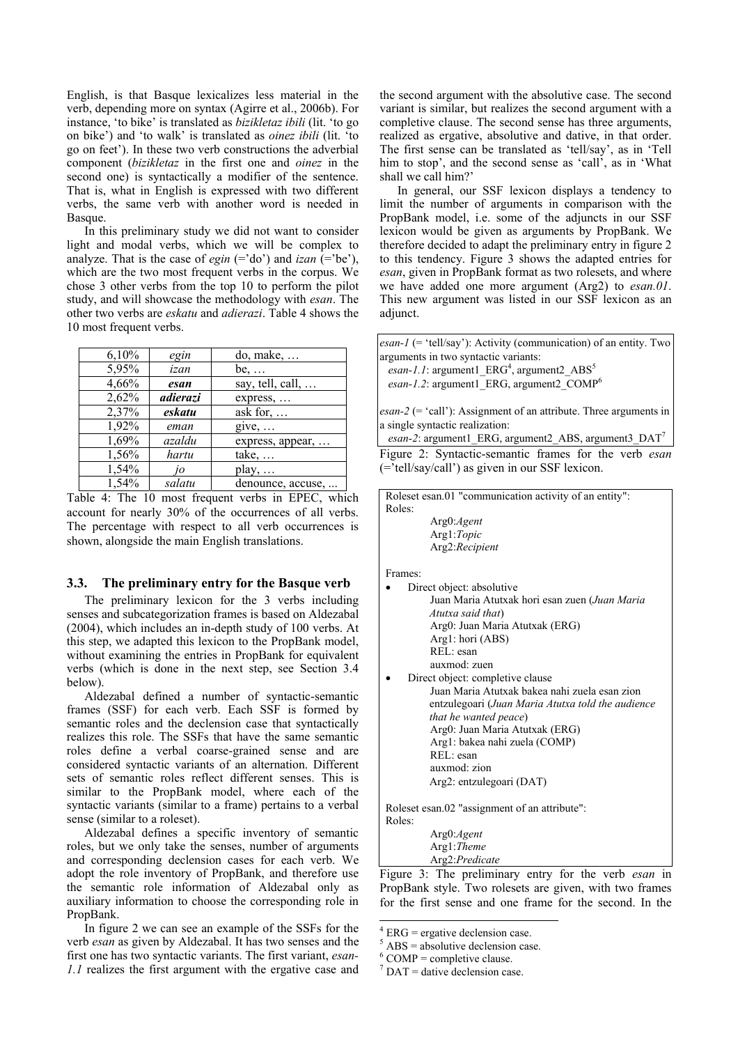English, is that Basque lexicalizes less material in the verb, depending more on syntax (Agirre et al., 2006b). For instance, 'to bike' is translated as *bizikletaz ibili* (lit. 'to go on bike') and 'to walk' is translated as *oinez ibili* (lit. 'to go on feet'). In these two verb constructions the adverbial component (*bizikletaz* in the first one and *oinez* in the second one) is syntactically a modifier of the sentence. That is, what in English is expressed with two different verbs, the same verb with another word is needed in Basque.

In this preliminary study we did not want to consider light and modal verbs, which we will be complex to analyze. That is the case of *egin* (='do') and *izan* (='be'), which are the two most frequent verbs in the corpus. We chose 3 other verbs from the top 10 to perform the pilot study, and will showcase the methodology with *esan*. The other two verbs are *eskatu* and *adierazi*. Table 4 shows the 10 most frequent verbs.

| | | |
|---|---|---|
| 6,10% | *egin* | do, make, … |
| 5,95% | *izan* | be, … |
| 4,66% | ***esan*** | say, tell, call, … |
| 2,62% | ***adierazi*** | express, … |
| 2,37% | ***eskatu*** | ask for, … |
| 1,92% | *eman* | give, … |
| 1,69% | *azaldu* | express, appear, … |
| 1,56% | *hartu* | take, … |
| 1,54% | *jo* | play, … |
| 1,54% | *salatu* | denounce, accuse, ... |

Table 4: The 10 most frequent verbs in EPEC, which account for nearly 30% of the occurrences of all verbs. The percentage with respect to all verb occurrences is shown, alongside the main English translations.

### 3.3. The preliminary entry for the Basque verb

The preliminary lexicon for the 3 verbs including senses and subcategorization frames is based on Aldezabal (2004), which includes an in-depth study of 100 verbs. At this step, we adapted this lexicon to the PropBank model, without examining the entries in PropBank for equivalent verbs (which is done in the next step, see Section 3.4 below).

Aldezabal defined a number of syntactic-semantic frames (SSF) for each verb. Each SSF is formed by semantic roles and the declension case that syntactically realizes this role. The SSFs that have the same semantic roles define a verbal coarse-grained sense and are considered syntactic variants of an alternation. Different sets of semantic roles reflect different senses. This is similar to the PropBank model, where each of the syntactic variants (similar to a frame) pertains to a verbal sense (similar to a roleset).

Aldezabal defines a specific inventory of semantic roles, but we only take the senses, number of arguments and corresponding declension cases for each verb. We adopt the role inventory of PropBank, and therefore use the semantic role information of Aldezabal only as auxiliary information to choose the corresponding role in PropBank.

In figure 2 we can see an example of the SSFs for the verb *esan* as given by Aldezabal. It has two senses and the first one has two syntactic variants. The first variant, *esan-1.1* realizes the first argument with the ergative case and the second argument with the absolutive case. The second variant is similar, but realizes the second argument with a completive clause. The second sense has three arguments, realized as ergative, absolutive and dative, in that order. The first sense can be translated as 'tell/say', as in 'Tell him to stop', and the second sense as 'call', as in 'What shall we call him?'

In general, our SSF lexicon displays a tendency to limit the number of arguments in comparison with the PropBank model, i.e. some of the adjuncts in our SSF lexicon would be given as arguments by PropBank. We therefore decided to adapt the preliminary entry in figure 2 to this tendency. Figure 3 shows the adapted entries for *esan*, given in PropBank format as two rolesets, and where we have added one more argument (Arg2) to *esan.01*. This new argument was listed in our SSF lexicon as an adjunct.

*esan-1* (= 'tell/say'): Activity (communication) of an entity. Two arguments in two syntactic variants:
*esan-1.1*: argument1_ERG[4], argument2_ABS[5]
*esan-1.2*: argument1_ERG, argument2_COMP[6]

*esan-2* (= 'call'): Assignment of an attribute. Three arguments in a single syntactic realization:
*esan-2*: argument1_ERG, argument2_ABS, argument3_DAT[7]

Figure 2: Syntactic-semantic frames for the verb *esan* (='tell/say/call') as given in our SSF lexicon.

Roleset esan.01 "communication activity of an entity":
Roles:
Arg0:*Agent*
Arg1:*Topic*
Arg2:*Recipient*

Frames:
- Direct object: absolutive
  Juan Maria Atutxak hori esan zuen (*Juan Maria Atutxa said that*)
  Arg0: Juan Maria Atutxak (ERG)
  Arg1: hori (ABS)
  REL: esan
  auxmod: zuen
- Direct object: completive clause
  Juan Maria Atutxak bakea nahi zuela esan zion entzulegoari (*Juan Maria Atutxa told the audience that he wanted peace*)
  Arg0: Juan Maria Atutxak (ERG)
  Arg1: bakea nahi zuela (COMP)
  REL: esan
  auxmod: zion
  Arg2: entzulegoari (DAT)

Roleset esan.02 "assignment of an attribute":
Roles:
Arg0:*Agent*
Arg1:*Theme*
Arg2:*Predicate*

Figure 3: The preliminary entry for the verb *esan* in PropBank style. Two rolesets are given, with two frames for the first sense and one frame for the second. In the

[4] ERG = ergative declension case.
[5] ABS = absolutive declension case.
[6] COMP = completive clause.
[7] DAT = dative declension case.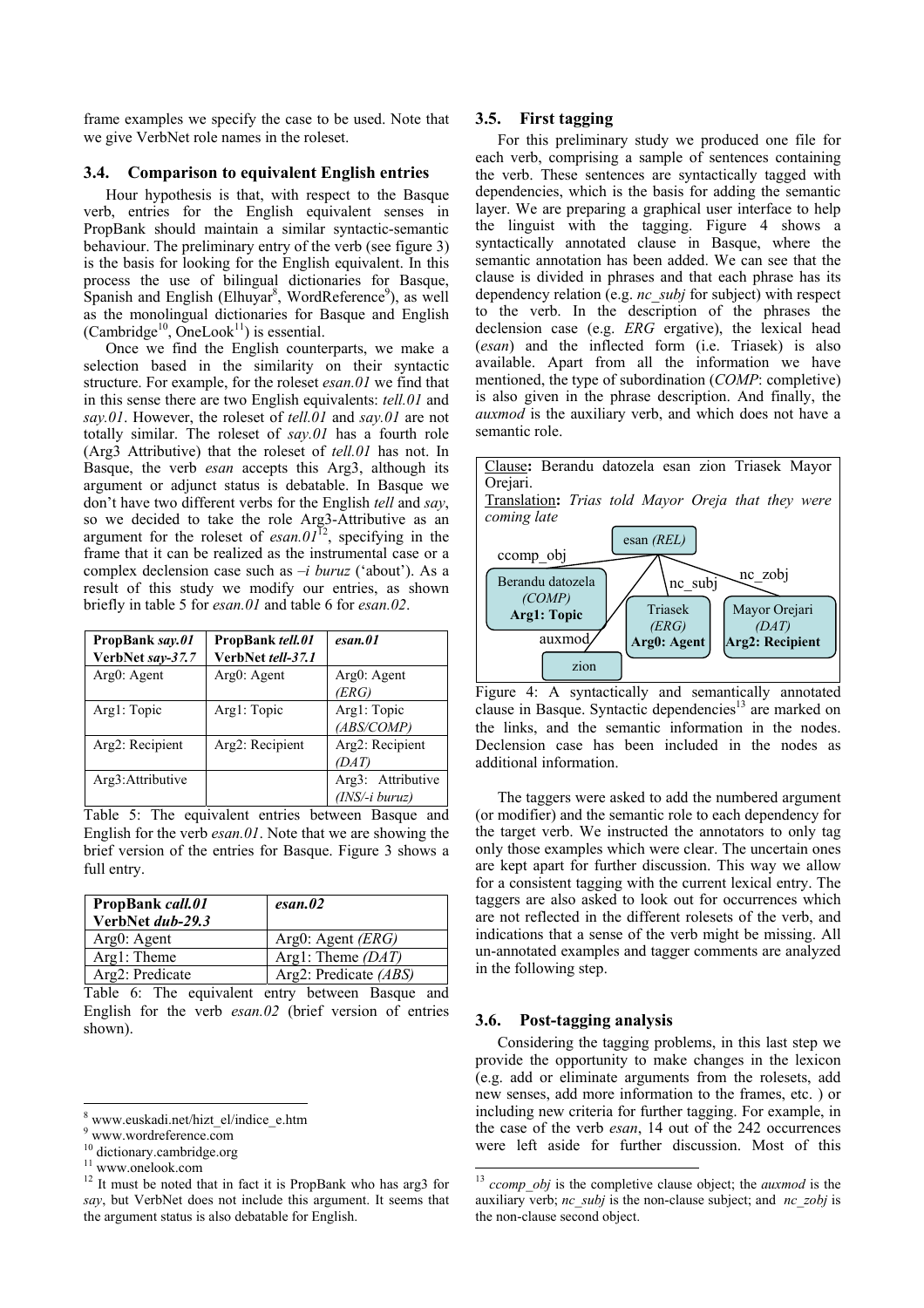frame examples we specify the case to be used. Note that we give VerbNet role names in the roleset.

### 3.4. Comparison to equivalent English entries

Hour hypothesis is that, with respect to the Basque verb, entries for the English equivalent senses in PropBank should maintain a similar syntactic-semantic behaviour. The preliminary entry of the verb (see figure 3) is the basis for looking for the English equivalent. In this process the use of bilingual dictionaries for Basque, Spanish and English (Elhuyar[8], WordReference[9]), as well as the monolingual dictionaries for Basque and English (Cambridge[10], OneLook[11]) is essential.

Once we find the English counterparts, we make a selection based in the similarity on their syntactic structure. For example, for the roleset *esan.01* we find that in this sense there are two English equivalents: *tell.01* and *say.01*. However, the roleset of *tell.01* and *say.01* are not totally similar. The roleset of *say.01* has a fourth role (Arg3 Attributive) that the roleset of *tell.01* has not. In Basque, the verb *esan* accepts this Arg3, although its argument or adjunct status is debatable. In Basque we don't have two different verbs for the English *tell* and *say*, so we decided to take the role Arg3-Attributive as an argument for the roleset of *esan.01*[12], specifying in the frame that it can be realized as the instrumental case or a complex declension case such as *–i buruz* ('about'). As a result of this study we modify our entries, as shown briefly in table 5 for *esan.01* and table 6 for *esan.02*.

| **PropBank *say.01* VerbNet *say-37.7*** | **PropBank *tell.01* VerbNet *tell-37.1*** | ***esan.01*** |
|---|---|---|
| Arg0: Agent | Arg0: Agent | Arg0: Agent *(ERG)* |
| Arg1: Topic | Arg1: Topic | Arg1: Topic *(ABS/COMP)* |
| Arg2: Recipient | Arg2: Recipient | Arg2: Recipient *(DAT)* |
| Arg3:Attributive | | Arg3: Attributive *(INS/-i buruz)* |

Table 5: The equivalent entries between Basque and English for the verb *esan.01*. Note that we are showing the brief version of the entries for Basque. Figure 3 shows a full entry.

| **PropBank *call.01* VerbNet *dub-29.3*** | ***esan.02*** |
|---|---|
| Arg0: Agent | Arg0: Agent *(ERG)* |
| Arg1: Theme | Arg1: Theme *(DAT)* |
| Arg2: Predicate | Arg2: Predicate *(ABS)* |

Table 6: The equivalent entry between Basque and English for the verb *esan.02* (brief version of entries shown).

### 3.5. First tagging

For this preliminary study we produced one file for each verb, comprising a sample of sentences containing the verb. These sentences are syntactically tagged with dependencies, which is the basis for adding the semantic layer. We are preparing a graphical user interface to help the linguist with the tagging. Figure 4 shows a syntactically annotated clause in Basque, where the semantic annotation has been added. We can see that the clause is divided in phrases and that each phrase has its dependency relation (e.g. *nc_subj* for subject) with respect to the verb. In the description of the phrases the declension case (e.g. *ERG* ergative), the lexical head (*esan*) and the inflected form (i.e. Triasek) is also available. Apart from all the information we have mentioned, the type of subordination (*COMP*: completive) is also given in the phrase description. And finally, the *auxmod* is the auxiliary verb, and which does not have a semantic role.

Clause**:** Berandu datozela esan zion Triasek Mayor Orejari.
Translation**:** *Trias told Mayor Oreja that they were coming late*

esan *(REL)* — ccomp_obj → Berandu datozela *(COMP)* **Arg1: Topic**; nc_subj → Triasek *(ERG)* **Arg0: Agent**; nc_zobj → Mayor Orejari *(DAT)* **Arg2: Recipient**; auxmod → zion

Figure 4: A syntactically and semantically annotated clause in Basque. Syntactic dependencies[13] are marked on the links, and the semantic information in the nodes. Declension case has been included in the nodes as additional information.

The taggers were asked to add the numbered argument (or modifier) and the semantic role to each dependency for the target verb. We instructed the annotators to only tag only those examples which were clear. The uncertain ones are kept apart for further discussion. This way we allow for a consistent tagging with the current lexical entry. The taggers are also asked to look out for occurrences which are not reflected in the different rolesets of the verb, and indications that a sense of the verb might be missing. All un-annotated examples and tagger comments are analyzed in the following step.

### 3.6. Post-tagging analysis

Considering the tagging problems, in this last step we provide the opportunity to make changes in the lexicon (e.g. add or eliminate arguments from the rolesets, add new senses, add more information to the frames, etc. ) or including new criteria for further tagging. For example, in the case of the verb *esan*, 14 out of the 242 occurrences were left aside for further discussion. Most of this

---

[8] www.euskadi.net/hizt_el/indice_e.htm
[9] www.wordreference.com
[10] dictionary.cambridge.org
[11] www.onelook.com
[12] It must be noted that in fact it is PropBank who has arg3 for *say*, but VerbNet does not include this argument. It seems that the argument status is also debatable for English.
[13] *ccomp_obj* is the completive clause object; the *auxmod* is the auxiliary verb; *nc_subj* is the non-clause subject; and *nc_zobj* is the non-clause second object.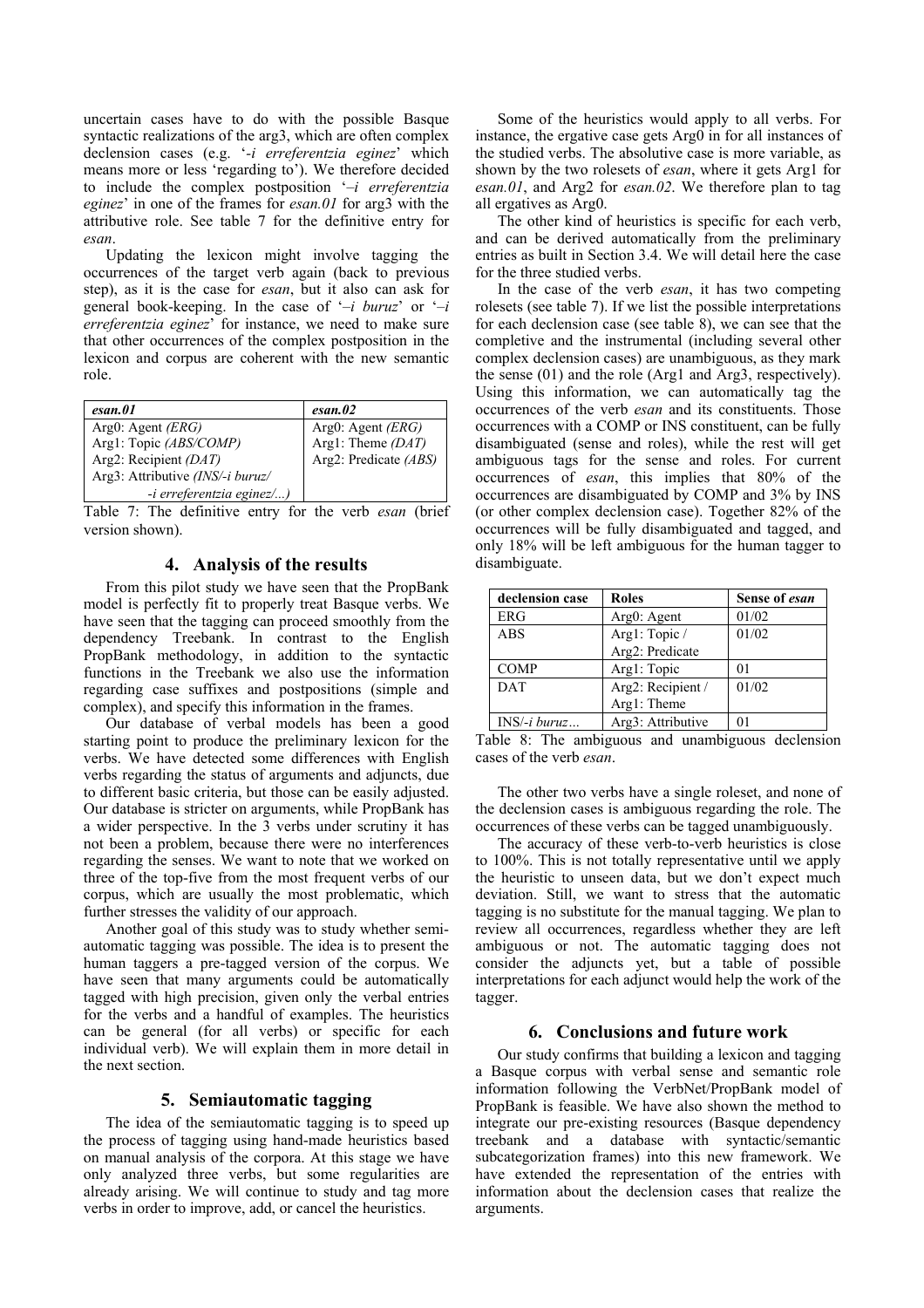uncertain cases have to do with the possible Basque syntactic realizations of the arg3, which are often complex declension cases (e.g. '*-i erreferentzia eginez*' which means more or less 'regarding to'). We therefore decided to include the complex postposition '*–i erreferentzia eginez*' in one of the frames for *esan.01* for arg3 with the attributive role. See table 7 for the definitive entry for *esan*.

Updating the lexicon might involve tagging the occurrences of the target verb again (back to previous step), as it is the case for *esan*, but it also can ask for general book-keeping. In the case of '*–i buruz*' or '*–i erreferentzia eginez*' for instance, we need to make sure that other occurrences of the complex postposition in the lexicon and corpus are coherent with the new semantic role.

| *esan.01* | *esan.02* |
|---|---|
| Arg0: Agent *(ERG)* | Arg0: Agent *(ERG)* |
| Arg1: Topic *(ABS/COMP)* | Arg1: Theme *(DAT)* |
| Arg2: Recipient *(DAT)* | Arg2: Predicate *(ABS)* |
| Arg3: Attributive *(INS/-i buruz/ -i erreferentzia eginez/...)* | |

Table 7: The definitive entry for the verb *esan* (brief version shown).

## 4. Analysis of the results

From this pilot study we have seen that the PropBank model is perfectly fit to properly treat Basque verbs. We have seen that the tagging can proceed smoothly from the dependency Treebank. In contrast to the English PropBank methodology, in addition to the syntactic functions in the Treebank we also use the information regarding case suffixes and postpositions (simple and complex), and specify this information in the frames.

Our database of verbal models has been a good starting point to produce the preliminary lexicon for the verbs. We have detected some differences with English verbs regarding the status of arguments and adjuncts, due to different basic criteria, but those can be easily adjusted. Our database is stricter on arguments, while PropBank has a wider perspective. In the 3 verbs under scrutiny it has not been a problem, because there were no interferences regarding the senses. We want to note that we worked on three of the top-five from the most frequent verbs of our corpus, which are usually the most problematic, which further stresses the validity of our approach.

Another goal of this study was to study whether semi-automatic tagging was possible. The idea is to present the human taggers a pre-tagged version of the corpus. We have seen that many arguments could be automatically tagged with high precision, given only the verbal entries for the verbs and a handful of examples. The heuristics can be general (for all verbs) or specific for each individual verb). We will explain them in more detail in the next section.

## 5. Semiautomatic tagging

The idea of the semiautomatic tagging is to speed up the process of tagging using hand-made heuristics based on manual analysis of the corpora. At this stage we have only analyzed three verbs, but some regularities are already arising. We will continue to study and tag more verbs in order to improve, add, or cancel the heuristics.

Some of the heuristics would apply to all verbs. For instance, the ergative case gets Arg0 in for all instances of the studied verbs. The absolutive case is more variable, as shown by the two rolesets of *esan*, where it gets Arg1 for *esan.01*, and Arg2 for *esan.02*. We therefore plan to tag all ergatives as Arg0.

The other kind of heuristics is specific for each verb, and can be derived automatically from the preliminary entries as built in Section 3.4. We will detail here the case for the three studied verbs.

In the case of the verb *esan*, it has two competing rolesets (see table 7). If we list the possible interpretations for each declension case (see table 8), we can see that the completive and the instrumental (including several other complex declension cases) are unambiguous, as they mark the sense (01) and the role (Arg1 and Arg3, respectively). Using this information, we can automatically tag the occurrences of the verb *esan* and its constituents. Those occurrences with a COMP or INS constituent, can be fully disambiguated (sense and roles), while the rest will get ambiguous tags for the sense and roles. For current occurrences of *esan*, this implies that 80% of the occurrences are disambiguated by COMP and 3% by INS (or other complex declension case). Together 82% of the occurrences will be fully disambiguated and tagged, and only 18% will be left ambiguous for the human tagger to disambiguate.

| declension case | Roles | Sense of *esan* |
|---|---|---|
| ERG | Arg0: Agent | 01/02 |
| ABS | Arg1: Topic / Arg2: Predicate | 01/02 |
| COMP | Arg1: Topic | 01 |
| DAT | Arg2: Recipient / Arg1: Theme | 01/02 |
| INS/*-i buruz…* | Arg3: Attributive | 01 |

Table 8: The ambiguous and unambiguous declension cases of the verb *esan*.

The other two verbs have a single roleset, and none of the declension cases is ambiguous regarding the role. The occurrences of these verbs can be tagged unambiguously.

The accuracy of these verb-to-verb heuristics is close to 100%. This is not totally representative until we apply the heuristic to unseen data, but we don't expect much deviation. Still, we want to stress that the automatic tagging is no substitute for the manual tagging. We plan to review all occurrences, regardless whether they are left ambiguous or not. The automatic tagging does not consider the adjuncts yet, but a table of possible interpretations for each adjunct would help the work of the tagger.

## 6. Conclusions and future work

Our study confirms that building a lexicon and tagging a Basque corpus with verbal sense and semantic role information following the VerbNet/PropBank model of PropBank is feasible. We have also shown the method to integrate our pre-existing resources (Basque dependency treebank and a database with syntactic/semantic subcategorization frames) into this new framework. We have extended the representation of the entries with information about the declension cases that realize the arguments.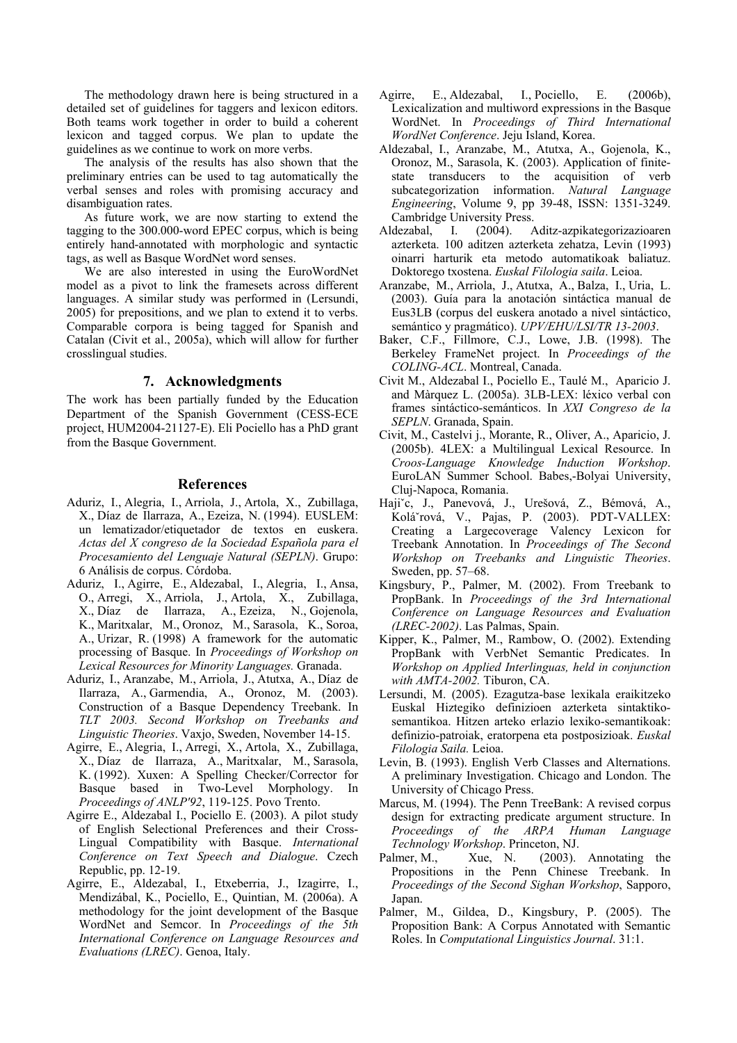The methodology drawn here is being structured in a detailed set of guidelines for taggers and lexicon editors. Both teams work together in order to build a coherent lexicon and tagged corpus. We plan to update the guidelines as we continue to work on more verbs.

The analysis of the results has also shown that the preliminary entries can be used to tag automatically the verbal senses and roles with promising accuracy and disambiguation rates.

As future work, we are now starting to extend the tagging to the 300.000-word EPEC corpus, which is being entirely hand-annotated with morphologic and syntactic tags, as well as Basque WordNet word senses.

We are also interested in using the EuroWordNet model as a pivot to link the framesets across different languages. A similar study was performed in (Lersundi, 2005) for prepositions, and we plan to extend it to verbs. Comparable corpora is being tagged for Spanish and Catalan (Civit et al., 2005a), which will allow for further crosslingual studies.

## 7. Acknowledgments

The work has been partially funded by the Education Department of the Spanish Government (CESS-ECE project, HUM2004-21127-E). Eli Pociello has a PhD grant from the Basque Government.

## References

Aduriz, I., Alegria, I., Arriola, J., Artola, X., Zubillaga, X., Díaz de Ilarraza, A., Ezeiza, N. (1994). EUSLEM: un lematizador/etiquetador de textos en euskera. *Actas del X congreso de la Sociedad Española para el Procesamiento del Lenguaje Natural (SEPLN)*. Grupo: 6 Análisis de corpus. Córdoba.

Aduriz, I., Agirre, E., Aldezabal, I., Alegria, I., Ansa, O., Arregi, X., Arriola, J., Artola, X., Zubillaga, X., Díaz de Ilarraza, A., Ezeiza, N., Gojenola, K., Maritxalar, M., Oronoz, M., Sarasola, K., Soroa, A., Urizar, R. (1998) A framework for the automatic processing of Basque. In *Proceedings of Workshop on Lexical Resources for Minority Languages.* Granada.

Aduriz, I., Aranzabe, M., Arriola, J., Atutxa, A., Díaz de Ilarraza, A., Garmendia, A., Oronoz, M. (2003). Construction of a Basque Dependency Treebank. In *TLT 2003. Second Workshop on Treebanks and Linguistic Theories*. Vaxjo, Sweden, November 14-15.

Agirre, E., Alegria, I., Arregi, X., Artola, X., Zubillaga, X., Díaz de Ilarraza, A., Maritxalar, M., Sarasola, K. (1992). Xuxen: A Spelling Checker/Corrector for Basque based in Two-Level Morphology. In *Proceedings of ANLP'92*, 119-125. Povo Trento.

Agirre E., Aldezabal I., Pociello E. (2003). A pilot study of English Selectional Preferences and their Cross-Lingual Compatibility with Basque. *International Conference on Text Speech and Dialogue*. Czech Republic, pp. 12-19.

Agirre, E., Aldezabal, I., Etxeberria, J., Izagirre, I., Mendizábal, K., Pociello, E., Quintian, M. (2006a). A methodology for the joint development of the Basque WordNet and Semcor. In *Proceedings of the 5th International Conference on Language Resources and Evaluations (LREC)*. Genoa, Italy.

Agirre, E., Aldezabal, I., Pociello, E. (2006b), Lexicalization and multiword expressions in the Basque WordNet. In *Proceedings of Third International WordNet Conference*. Jeju Island, Korea.

Aldezabal, I., Aranzabe, M., Atutxa, A., Gojenola, K., Oronoz, M., Sarasola, K. (2003). Application of finite-state transducers to the acquisition of verb subcategorization information. *Natural Language Engineering*, Volume 9, pp 39-48, ISSN: 1351-3249. Cambridge University Press.

Aldezabal, I. (2004). Aditz-azpikategorizazioaren azterketa. 100 aditzen azterketa zehatza, Levin (1993) oinarri harturik eta metodo automatikoak baliatuz. Doktorego txostena. *Euskal Filologia saila*. Leioa.

Aranzabe, M., Arriola, J., Atutxa, A., Balza, I., Uria, L. (2003). Guía para la anotación sintáctica manual de Eus3LB (corpus del euskera anotado a nivel sintáctico, semántico y pragmático). *UPV/EHU/LSI/TR 13-2003*.

Baker, C.F., Fillmore, C.J., Lowe, J.B. (1998). The Berkeley FrameNet project. In *Proceedings of the COLING-ACL*. Montreal, Canada.

Civit M., Aldezabal I., Pociello E., Taulé M., Aparicio J. and Màrquez L. (2005a). 3LB-LEX: léxico verbal con frames sintáctico-semánticos. In *XXI Congreso de la SEPLN*. Granada, Spain.

Civit, M., Castelvi j., Morante, R., Oliver, A., Aparicio, J. (2005b). 4LEX: a Multilingual Lexical Resource. In *Croos-Language Knowledge Induction Workshop*. EuroLAN Summer School. Babes,-Bolyai University, Cluj-Napoca, Romania.

Hajiˇc, J., Panevová, J., Urešová, Z., Bémová, A., Koláˇrová, V., Pajas, P. (2003). PDT-VALLEX: Creating a Largecoverage Valency Lexicon for Treebank Annotation. In *Proceedings of The Second Workshop on Treebanks and Linguistic Theories*. Sweden, pp. 57–68.

Kingsbury, P., Palmer, M. (2002). From Treebank to PropBank. In *Proceedings of the 3rd International Conference on Language Resources and Evaluation (LREC-2002)*. Las Palmas, Spain.

Kipper, K., Palmer, M., Rambow, O. (2002). Extending PropBank with VerbNet Semantic Predicates. In *Workshop on Applied Interlinguas, held in conjunction with AMTA-2002.* Tiburon, CA.

Lersundi, M. (2005). Ezagutza-base lexikala eraikitzeko Euskal Hiztegiko definizioen azterketa sintaktiko-semantikoa. Hitzen arteko erlazio lexiko-semantikoak: definizio-patroiak, eratorpena eta postposizioak. *Euskal Filologia Saila.* Leioa.

Levin, B. (1993). English Verb Classes and Alternations. A preliminary Investigation. Chicago and London. The University of Chicago Press.

Marcus, M. (1994). The Penn TreeBank: A revised corpus design for extracting predicate argument structure. In *Proceedings of the ARPA Human Language Technology Workshop*. Princeton, NJ.

Palmer, M., Xue, N. (2003). Annotating the Propositions in the Penn Chinese Treebank. In *Proceedings of the Second Sighan Workshop*, Sapporo, Japan.

Palmer, M., Gildea, D., Kingsbury, P. (2005). The Proposition Bank: A Corpus Annotated with Semantic Roles. In *Computational Linguistics Journal*. 31:1.